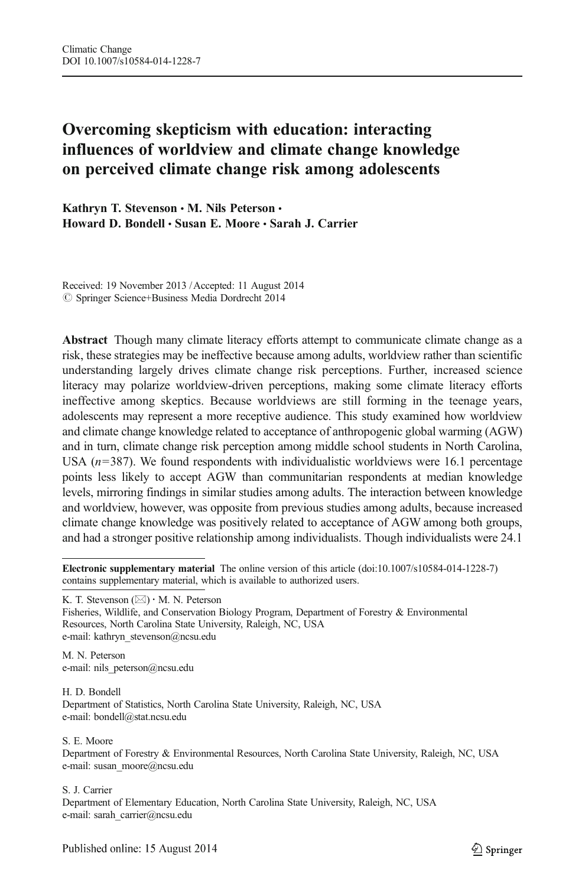Climatic Change
DOI 10.1007/s10584-014-1228-7

# Overcoming skepticism with education: interacting influences of worldview and climate change knowledge on perceived climate change risk among adolescents

**Kathryn T. Stevenson · M. Nils Peterson · Howard D. Bondell · Susan E. Moore · Sarah J. Carrier**

Received: 19 November 2013 / Accepted: 11 August 2014
© Springer Science+Business Media Dordrecht 2014

**Abstract** Though many climate literacy efforts attempt to communicate climate change as a risk, these strategies may be ineffective because among adults, worldview rather than scientific understanding largely drives climate change risk perceptions. Further, increased science literacy may polarize worldview-driven perceptions, making some climate literacy efforts ineffective among skeptics. Because worldviews are still forming in the teenage years, adolescents may represent a more receptive audience. This study examined how worldview and climate change knowledge related to acceptance of anthropogenic global warming (AGW) and in turn, climate change risk perception among middle school students in North Carolina, USA ($n=387$). We found respondents with individualistic worldviews were 16.1 percentage points less likely to accept AGW than communitarian respondents at median knowledge levels, mirroring findings in similar studies among adults. The interaction between knowledge and worldview, however, was opposite from previous studies among adults, because increased climate change knowledge was positively related to acceptance of AGW among both groups, and had a stronger positive relationship among individualists. Though individualists were 24.1

---

**Electronic supplementary material** The online version of this article (doi:10.1007/s10584-014-1228-7) contains supplementary material, which is available to authorized users.

K. T. Stevenson (✉) · M. N. Peterson
Fisheries, Wildlife, and Conservation Biology Program, Department of Forestry & Environmental Resources, North Carolina State University, Raleigh, NC, USA
e-mail: kathryn_stevenson@ncsu.edu

M. N. Peterson
e-mail: nils_peterson@ncsu.edu

H. D. Bondell
Department of Statistics, North Carolina State University, Raleigh, NC, USA
e-mail: bondell@stat.ncsu.edu

S. E. Moore
Department of Forestry & Environmental Resources, North Carolina State University, Raleigh, NC, USA
e-mail: susan_moore@ncsu.edu

S. J. Carrier
Department of Elementary Education, North Carolina State University, Raleigh, NC, USA
e-mail: sarah_carrier@ncsu.edu

Published online: 15 August 2014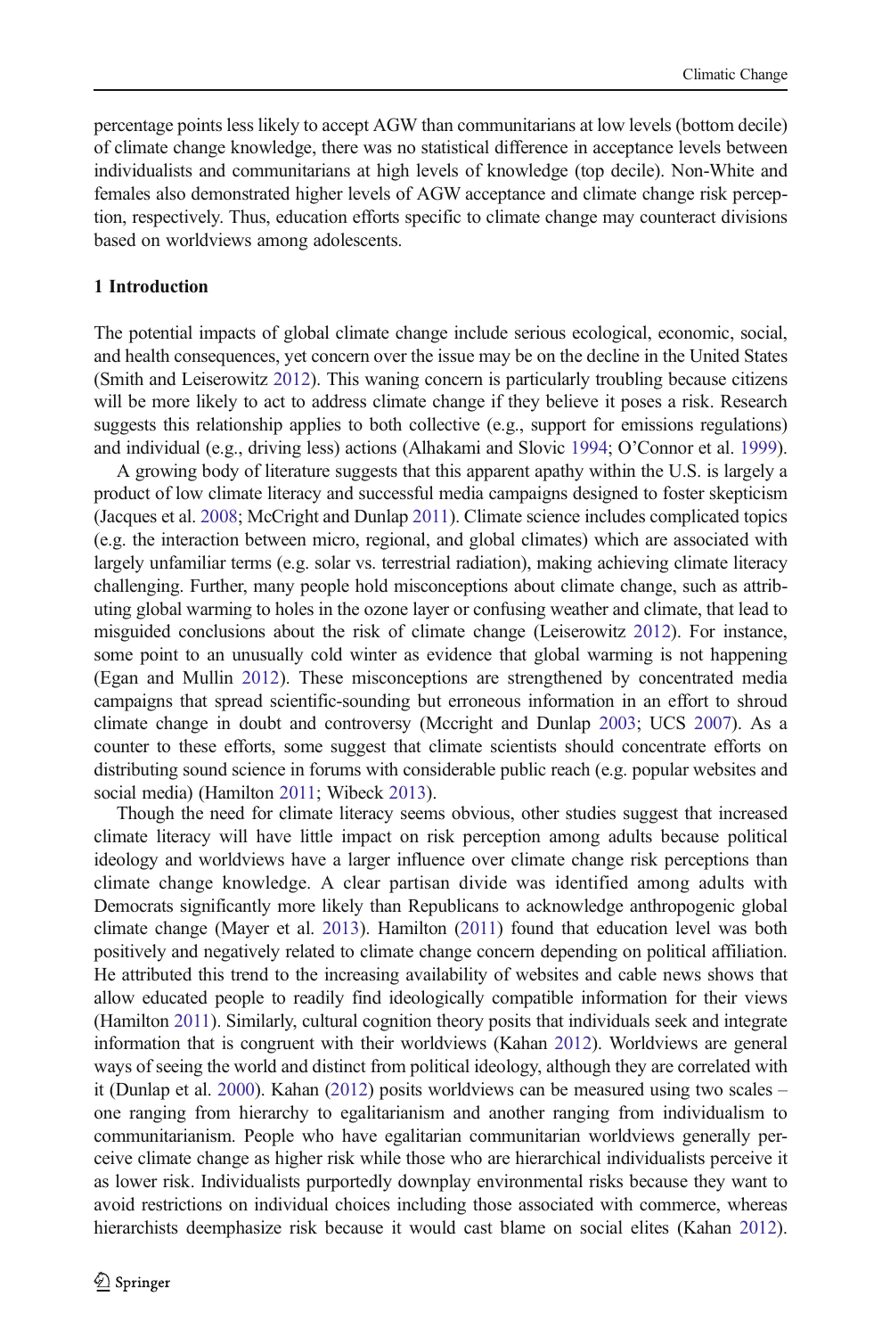percentage points less likely to accept AGW than communitarians at low levels (bottom decile) of climate change knowledge, there was no statistical difference in acceptance levels between individualists and communitarians at high levels of knowledge (top decile). Non-White and females also demonstrated higher levels of AGW acceptance and climate change risk perception, respectively. Thus, education efforts specific to climate change may counteract divisions based on worldviews among adolescents.

## 1 Introduction

The potential impacts of global climate change include serious ecological, economic, social, and health consequences, yet concern over the issue may be on the decline in the United States (Smith and Leiserowitz 2012). This waning concern is particularly troubling because citizens will be more likely to act to address climate change if they believe it poses a risk. Research suggests this relationship applies to both collective (e.g., support for emissions regulations) and individual (e.g., driving less) actions (Alhakami and Slovic 1994; O'Connor et al. 1999).

A growing body of literature suggests that this apparent apathy within the U.S. is largely a product of low climate literacy and successful media campaigns designed to foster skepticism (Jacques et al. 2008; McCright and Dunlap 2011). Climate science includes complicated topics (e.g. the interaction between micro, regional, and global climates) which are associated with largely unfamiliar terms (e.g. solar vs. terrestrial radiation), making achieving climate literacy challenging. Further, many people hold misconceptions about climate change, such as attributing global warming to holes in the ozone layer or confusing weather and climate, that lead to misguided conclusions about the risk of climate change (Leiserowitz 2012). For instance, some point to an unusually cold winter as evidence that global warming is not happening (Egan and Mullin 2012). These misconceptions are strengthened by concentrated media campaigns that spread scientific-sounding but erroneous information in an effort to shroud climate change in doubt and controversy (Mccright and Dunlap 2003; UCS 2007). As a counter to these efforts, some suggest that climate scientists should concentrate efforts on distributing sound science in forums with considerable public reach (e.g. popular websites and social media) (Hamilton 2011; Wibeck 2013).

Though the need for climate literacy seems obvious, other studies suggest that increased climate literacy will have little impact on risk perception among adults because political ideology and worldviews have a larger influence over climate change risk perceptions than climate change knowledge. A clear partisan divide was identified among adults with Democrats significantly more likely than Republicans to acknowledge anthropogenic global climate change (Mayer et al. 2013). Hamilton (2011) found that education level was both positively and negatively related to climate change concern depending on political affiliation. He attributed this trend to the increasing availability of websites and cable news shows that allow educated people to readily find ideologically compatible information for their views (Hamilton 2011). Similarly, cultural cognition theory posits that individuals seek and integrate information that is congruent with their worldviews (Kahan 2012). Worldviews are general ways of seeing the world and distinct from political ideology, although they are correlated with it (Dunlap et al. 2000). Kahan (2012) posits worldviews can be measured using two scales – one ranging from hierarchy to egalitarianism and another ranging from individualism to communitarianism. People who have egalitarian communitarian worldviews generally perceive climate change as higher risk while those who are hierarchical individualists perceive it as lower risk. Individualists purportedly downplay environmental risks because they want to avoid restrictions on individual choices including those associated with commerce, whereas hierarchists deemphasize risk because it would cast blame on social elites (Kahan 2012).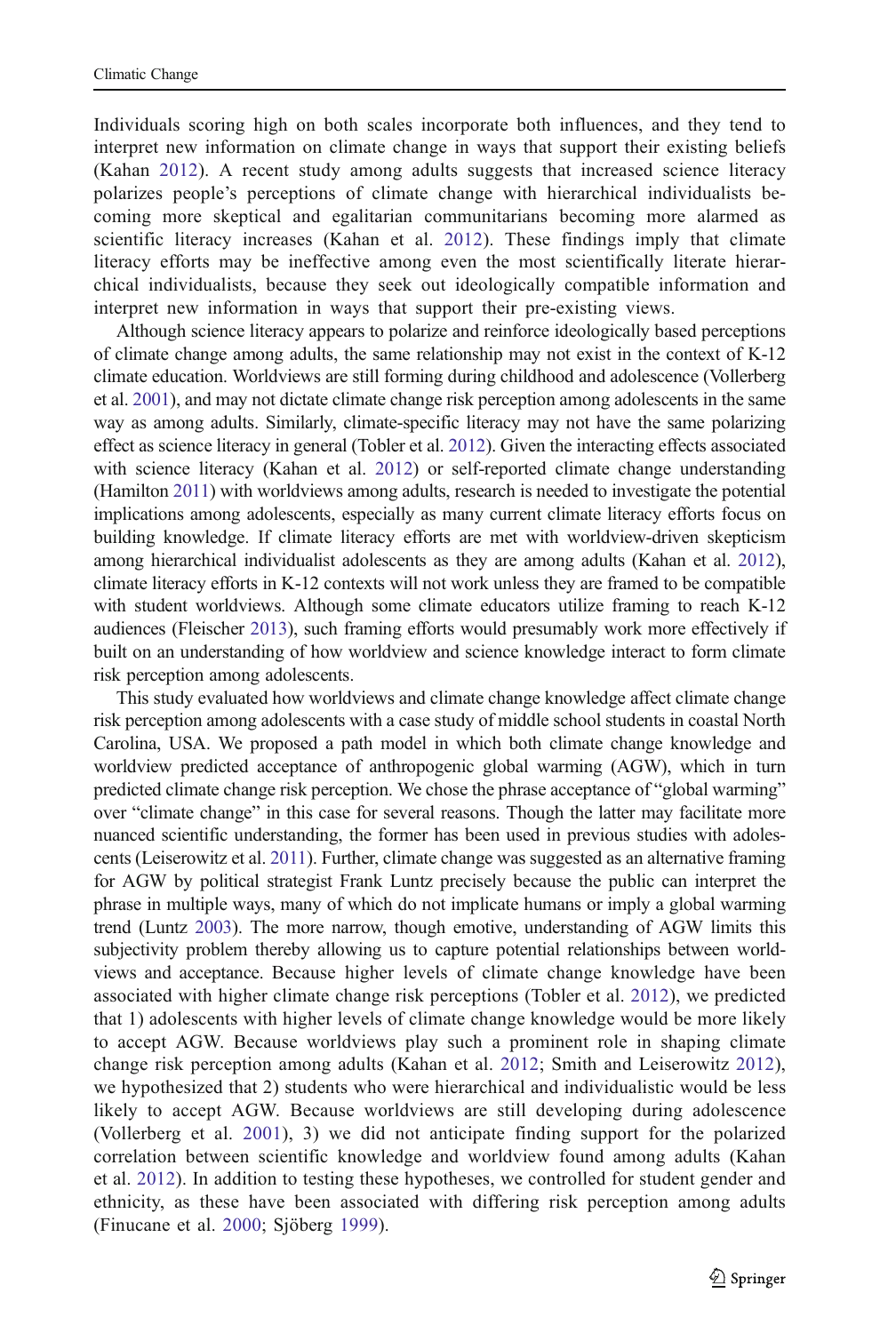Individuals scoring high on both scales incorporate both influences, and they tend to interpret new information on climate change in ways that support their existing beliefs (Kahan 2012). A recent study among adults suggests that increased science literacy polarizes people's perceptions of climate change with hierarchical individualists becoming more skeptical and egalitarian communitarians becoming more alarmed as scientific literacy increases (Kahan et al. 2012). These findings imply that climate literacy efforts may be ineffective among even the most scientifically literate hierarchical individualists, because they seek out ideologically compatible information and interpret new information in ways that support their pre-existing views.

Although science literacy appears to polarize and reinforce ideologically based perceptions of climate change among adults, the same relationship may not exist in the context of K-12 climate education. Worldviews are still forming during childhood and adolescence (Vollerberg et al. 2001), and may not dictate climate change risk perception among adolescents in the same way as among adults. Similarly, climate-specific literacy may not have the same polarizing effect as science literacy in general (Tobler et al. 2012). Given the interacting effects associated with science literacy (Kahan et al. 2012) or self-reported climate change understanding (Hamilton 2011) with worldviews among adults, research is needed to investigate the potential implications among adolescents, especially as many current climate literacy efforts focus on building knowledge. If climate literacy efforts are met with worldview-driven skepticism among hierarchical individualist adolescents as they are among adults (Kahan et al. 2012), climate literacy efforts in K-12 contexts will not work unless they are framed to be compatible with student worldviews. Although some climate educators utilize framing to reach K-12 audiences (Fleischer 2013), such framing efforts would presumably work more effectively if built on an understanding of how worldview and science knowledge interact to form climate risk perception among adolescents.

This study evaluated how worldviews and climate change knowledge affect climate change risk perception among adolescents with a case study of middle school students in coastal North Carolina, USA. We proposed a path model in which both climate change knowledge and worldview predicted acceptance of anthropogenic global warming (AGW), which in turn predicted climate change risk perception. We chose the phrase acceptance of "global warming" over "climate change" in this case for several reasons. Though the latter may facilitate more nuanced scientific understanding, the former has been used in previous studies with adolescents (Leiserowitz et al. 2011). Further, climate change was suggested as an alternative framing for AGW by political strategist Frank Luntz precisely because the public can interpret the phrase in multiple ways, many of which do not implicate humans or imply a global warming trend (Luntz 2003). The more narrow, though emotive, understanding of AGW limits this subjectivity problem thereby allowing us to capture potential relationships between worldviews and acceptance. Because higher levels of climate change knowledge have been associated with higher climate change risk perceptions (Tobler et al. 2012), we predicted that 1) adolescents with higher levels of climate change knowledge would be more likely to accept AGW. Because worldviews play such a prominent role in shaping climate change risk perception among adults (Kahan et al. 2012; Smith and Leiserowitz 2012), we hypothesized that 2) students who were hierarchical and individualistic would be less likely to accept AGW. Because worldviews are still developing during adolescence (Vollerberg et al. 2001), 3) we did not anticipate finding support for the polarized correlation between scientific knowledge and worldview found among adults (Kahan et al. 2012). In addition to testing these hypotheses, we controlled for student gender and ethnicity, as these have been associated with differing risk perception among adults (Finucane et al. 2000; Sjöberg 1999).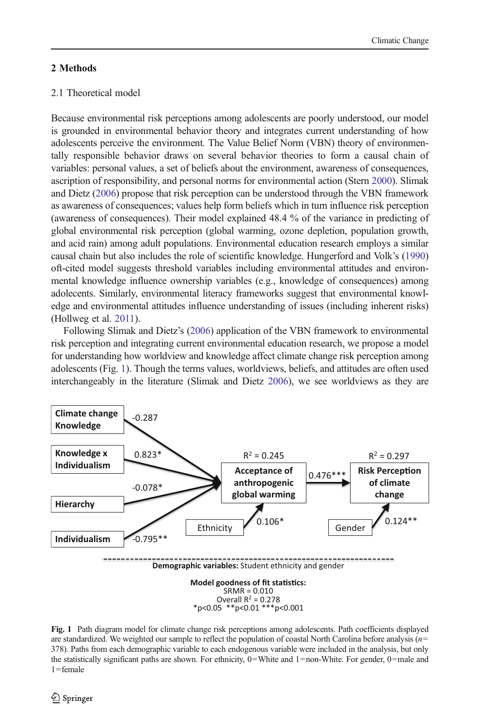## 2 Methods

### 2.1 Theoretical model

Because environmental risk perceptions among adolescents are poorly understood, our model is grounded in environmental behavior theory and integrates current understanding of how adolescents perceive the environment. The Value Belief Norm (VBN) theory of environmentally responsible behavior draws on several behavior theories to form a causal chain of variables: personal values, a set of beliefs about the environment, awareness of consequences, ascription of responsibility, and personal norms for environmental action (Stern 2000). Slimak and Dietz (2006) propose that risk perception can be understood through the VBN framework as awareness of consequences; values help form beliefs which in turn influence risk perception (awareness of consequences). Their model explained 48.4 % of the variance in predicting of global environmental risk perception (global warming, ozone depletion, population growth, and acid rain) among adult populations. Environmental education research employs a similar causal chain but also includes the role of scientific knowledge. Hungerford and Volk's (1990) oft-cited model suggests threshold variables including environmental attitudes and environmental knowledge influence ownership variables (e.g., knowledge of consequences) among adolecents. Similarly, environmental literacy frameworks suggest that environmental knowledge and environmental attitudes influence understanding of issues (including inherent risks) (Hollweg et al. 2011).

Following Slimak and Dietz's (2006) application of the VBN framework to environmental risk perception and integrating current environmental education research, we propose a model for understanding how worldview and knowledge affect climate change risk perception among adolescents (Fig. 1). Though the terms values, worldviews, beliefs, and attitudes are often used interchangeably in the literature (Slimak and Dietz 2006), we see worldviews as they are

Climate change Knowledge → Acceptance of anthropogenic global warming: -0.287
Knowledge x Individualism → Acceptance of anthropogenic global warming: 0.823*
Hierarchy → Acceptance of anthropogenic global warming: -0.078*
Individualism → Acceptance of anthropogenic global warming: -0.795**
Ethnicity → Acceptance of anthropogenic global warming: 0.106*
Acceptance of anthropogenic global warming ($R^2 = 0.245$) → Risk Perception of climate change ($R^2 = 0.297$): 0.476***
Gender → Risk Perception of climate change: 0.124**

**Demographic variables:** Student ethnicity and gender

**Model goodness of fit statistics:**
SRMR = 0.010
Overall $R^2 = 0.278$
*p<0.05 **p<0.01 ***p<0.001

**Fig. 1** Path diagram model for climate change risk perceptions among adolescents. Path coefficients displayed are standardized. We weighted our sample to reflect the population of coastal North Carolina before analysis ($n$= 378). Paths from each demographic variable to each endogenous variable were included in the analysis, but only the statistically significant paths are shown. For ethnicity, 0=White and 1=non-White. For gender, 0=male and 1=female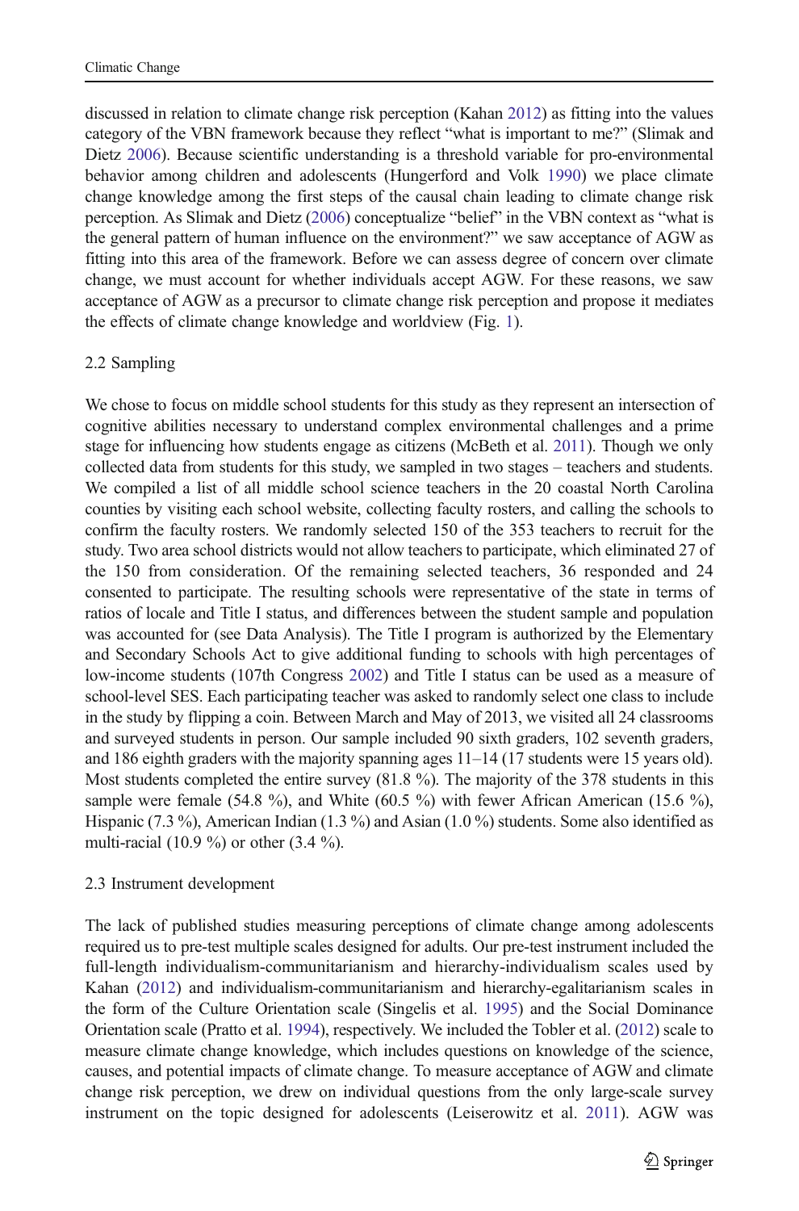discussed in relation to climate change risk perception (Kahan 2012) as fitting into the values category of the VBN framework because they reflect "what is important to me?" (Slimak and Dietz 2006). Because scientific understanding is a threshold variable for pro-environmental behavior among children and adolescents (Hungerford and Volk 1990) we place climate change knowledge among the first steps of the causal chain leading to climate change risk perception. As Slimak and Dietz (2006) conceptualize "belief" in the VBN context as "what is the general pattern of human influence on the environment?" we saw acceptance of AGW as fitting into this area of the framework. Before we can assess degree of concern over climate change, we must account for whether individuals accept AGW. For these reasons, we saw acceptance of AGW as a precursor to climate change risk perception and propose it mediates the effects of climate change knowledge and worldview (Fig. 1).

## 2.2 Sampling

We chose to focus on middle school students for this study as they represent an intersection of cognitive abilities necessary to understand complex environmental challenges and a prime stage for influencing how students engage as citizens (McBeth et al. 2011). Though we only collected data from students for this study, we sampled in two stages – teachers and students. We compiled a list of all middle school science teachers in the 20 coastal North Carolina counties by visiting each school website, collecting faculty rosters, and calling the schools to confirm the faculty rosters. We randomly selected 150 of the 353 teachers to recruit for the study. Two area school districts would not allow teachers to participate, which eliminated 27 of the 150 from consideration. Of the remaining selected teachers, 36 responded and 24 consented to participate. The resulting schools were representative of the state in terms of ratios of locale and Title I status, and differences between the student sample and population was accounted for (see Data Analysis). The Title I program is authorized by the Elementary and Secondary Schools Act to give additional funding to schools with high percentages of low-income students (107th Congress 2002) and Title I status can be used as a measure of school-level SES. Each participating teacher was asked to randomly select one class to include in the study by flipping a coin. Between March and May of 2013, we visited all 24 classrooms and surveyed students in person. Our sample included 90 sixth graders, 102 seventh graders, and 186 eighth graders with the majority spanning ages 11–14 (17 students were 15 years old). Most students completed the entire survey (81.8 %). The majority of the 378 students in this sample were female (54.8 %), and White (60.5 %) with fewer African American (15.6 %), Hispanic (7.3 %), American Indian (1.3 %) and Asian (1.0 %) students. Some also identified as multi-racial (10.9 %) or other (3.4 %).

## 2.3 Instrument development

The lack of published studies measuring perceptions of climate change among adolescents required us to pre-test multiple scales designed for adults. Our pre-test instrument included the full-length individualism-communitarianism and hierarchy-individualism scales used by Kahan (2012) and individualism-communitarianism and hierarchy-egalitarianism scales in the form of the Culture Orientation scale (Singelis et al. 1995) and the Social Dominance Orientation scale (Pratto et al. 1994), respectively. We included the Tobler et al. (2012) scale to measure climate change knowledge, which includes questions on knowledge of the science, causes, and potential impacts of climate change. To measure acceptance of AGW and climate change risk perception, we drew on individual questions from the only large-scale survey instrument on the topic designed for adolescents (Leiserowitz et al. 2011). AGW was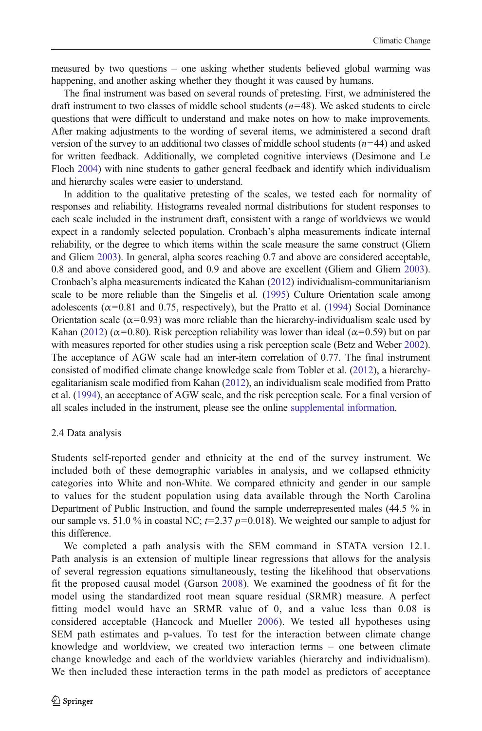measured by two questions – one asking whether students believed global warming was happening, and another asking whether they thought it was caused by humans.

The final instrument was based on several rounds of pretesting. First, we administered the draft instrument to two classes of middle school students ($n$=48). We asked students to circle questions that were difficult to understand and make notes on how to make improvements. After making adjustments to the wording of several items, we administered a second draft version of the survey to an additional two classes of middle school students ($n$=44) and asked for written feedback. Additionally, we completed cognitive interviews (Desimone and Le Floch 2004) with nine students to gather general feedback and identify which individualism and hierarchy scales were easier to understand.

In addition to the qualitative pretesting of the scales, we tested each for normality of responses and reliability. Histograms revealed normal distributions for student responses to each scale included in the instrument draft, consistent with a range of worldviews we would expect in a randomly selected population. Cronbach's alpha measurements indicate internal reliability, or the degree to which items within the scale measure the same construct (Gliem and Gliem 2003). In general, alpha scores reaching 0.7 and above are considered acceptable, 0.8 and above considered good, and 0.9 and above are excellent (Gliem and Gliem 2003). Cronbach's alpha measurements indicated the Kahan (2012) individualism-communitarianism scale to be more reliable than the Singelis et al. (1995) Culture Orientation scale among adolescents ($\alpha$=0.81 and 0.75, respectively), but the Pratto et al. (1994) Social Dominance Orientation scale ($\alpha$=0.93) was more reliable than the hierarchy-individualism scale used by Kahan (2012) ($\alpha$=0.80). Risk perception reliability was lower than ideal ($\alpha$=0.59) but on par with measures reported for other studies using a risk perception scale (Betz and Weber 2002). The acceptance of AGW scale had an inter-item correlation of 0.77. The final instrument consisted of modified climate change knowledge scale from Tobler et al. (2012), a hierarchy-egalitarianism scale modified from Kahan (2012), an individualism scale modified from Pratto et al. (1994), an acceptance of AGW scale, and the risk perception scale. For a final version of all scales included in the instrument, please see the online supplemental information.

2.4 Data analysis

Students self-reported gender and ethnicity at the end of the survey instrument. We included both of these demographic variables in analysis, and we collapsed ethnicity categories into White and non-White. We compared ethnicity and gender in our sample to values for the student population using data available through the North Carolina Department of Public Instruction, and found the sample underrepresented males (44.5 % in our sample vs. 51.0 % in coastal NC; $t$=2.37 $p$=0.018). We weighted our sample to adjust for this difference.

We completed a path analysis with the SEM command in STATA version 12.1. Path analysis is an extension of multiple linear regressions that allows for the analysis of several regression equations simultaneously, testing the likelihood that observations fit the proposed causal model (Garson 2008). We examined the goodness of fit for the model using the standardized root mean square residual (SRMR) measure. A perfect fitting model would have an SRMR value of 0, and a value less than 0.08 is considered acceptable (Hancock and Mueller 2006). We tested all hypotheses using SEM path estimates and p-values. To test for the interaction between climate change knowledge and worldview, we created two interaction terms – one between climate change knowledge and each of the worldview variables (hierarchy and individualism). We then included these interaction terms in the path model as predictors of acceptance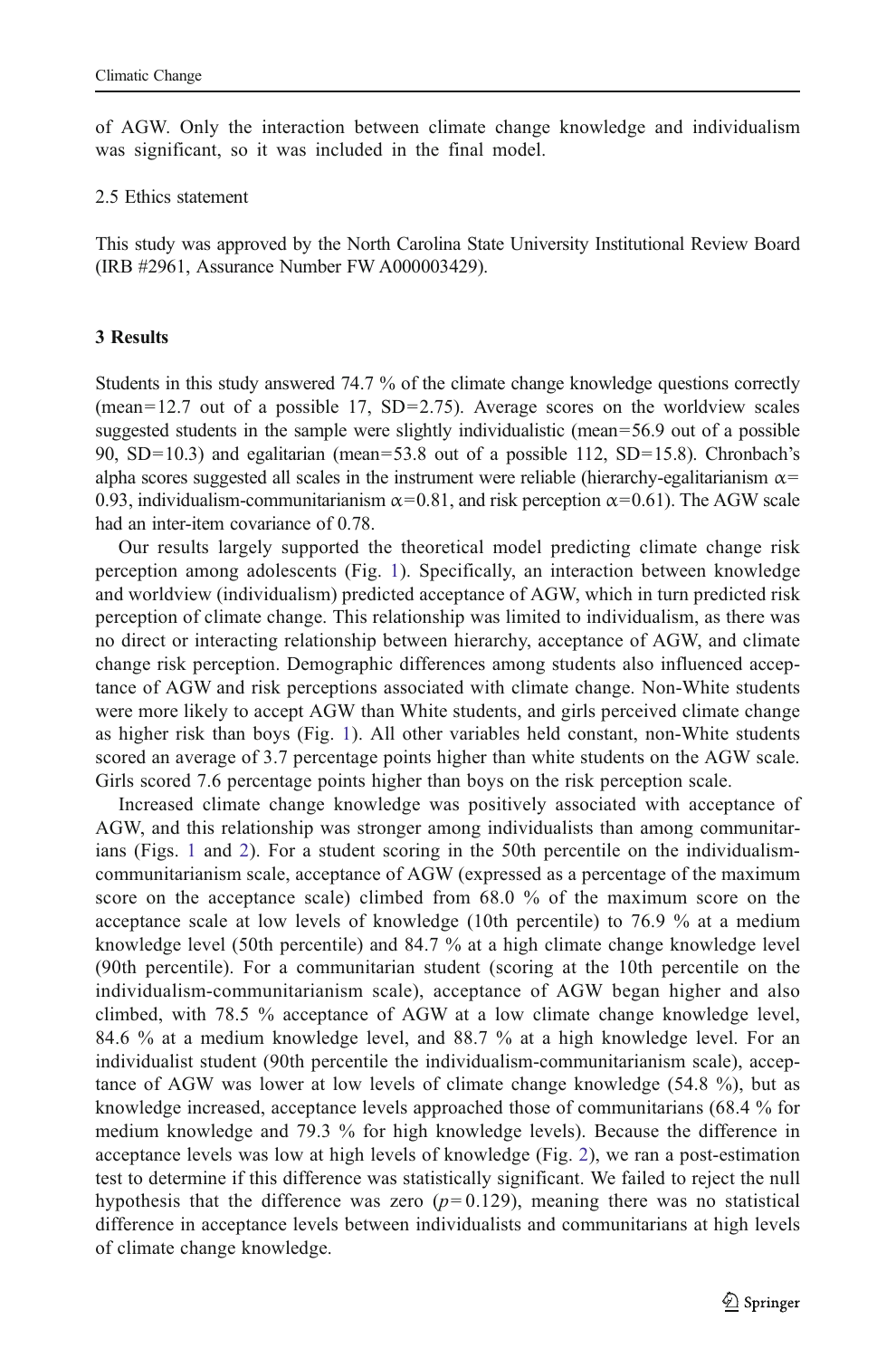of AGW. Only the interaction between climate change knowledge and individualism was significant, so it was included in the final model.

### 2.5 Ethics statement

This study was approved by the North Carolina State University Institutional Review Board (IRB #2961, Assurance Number FW A000003429).

## 3 Results

Students in this study answered 74.7 % of the climate change knowledge questions correctly (mean=12.7 out of a possible 17, SD=2.75). Average scores on the worldview scales suggested students in the sample were slightly individualistic (mean=56.9 out of a possible 90, SD=10.3) and egalitarian (mean=53.8 out of a possible 112, SD=15.8). Chronbach's alpha scores suggested all scales in the instrument were reliable (hierarchy-egalitarianism $\alpha$= 0.93, individualism-communitarianism $\alpha$=0.81, and risk perception $\alpha$=0.61). The AGW scale had an inter-item covariance of 0.78.

Our results largely supported the theoretical model predicting climate change risk perception among adolescents (Fig. 1). Specifically, an interaction between knowledge and worldview (individualism) predicted acceptance of AGW, which in turn predicted risk perception of climate change. This relationship was limited to individualism, as there was no direct or interacting relationship between hierarchy, acceptance of AGW, and climate change risk perception. Demographic differences among students also influenced acceptance of AGW and risk perceptions associated with climate change. Non-White students were more likely to accept AGW than White students, and girls perceived climate change as higher risk than boys (Fig. 1). All other variables held constant, non-White students scored an average of 3.7 percentage points higher than white students on the AGW scale. Girls scored 7.6 percentage points higher than boys on the risk perception scale.

Increased climate change knowledge was positively associated with acceptance of AGW, and this relationship was stronger among individualists than among communitarians (Figs. 1 and 2). For a student scoring in the 50th percentile on the individualism-communitarianism scale, acceptance of AGW (expressed as a percentage of the maximum score on the acceptance scale) climbed from 68.0 % of the maximum score on the acceptance scale at low levels of knowledge (10th percentile) to 76.9 % at a medium knowledge level (50th percentile) and 84.7 % at a high climate change knowledge level (90th percentile). For a communitarian student (scoring at the 10th percentile on the individualism-communitarianism scale), acceptance of AGW began higher and also climbed, with 78.5 % acceptance of AGW at a low climate change knowledge level, 84.6 % at a medium knowledge level, and 88.7 % at a high knowledge level. For an individualist student (90th percentile the individualism-communitarianism scale), acceptance of AGW was lower at low levels of climate change knowledge (54.8 %), but as knowledge increased, acceptance levels approached those of communitarians (68.4 % for medium knowledge and 79.3 % for high knowledge levels). Because the difference in acceptance levels was low at high levels of knowledge (Fig. 2), we ran a post-estimation test to determine if this difference was statistically significant. We failed to reject the null hypothesis that the difference was zero ($p$= 0.129), meaning there was no statistical difference in acceptance levels between individualists and communitarians at high levels of climate change knowledge.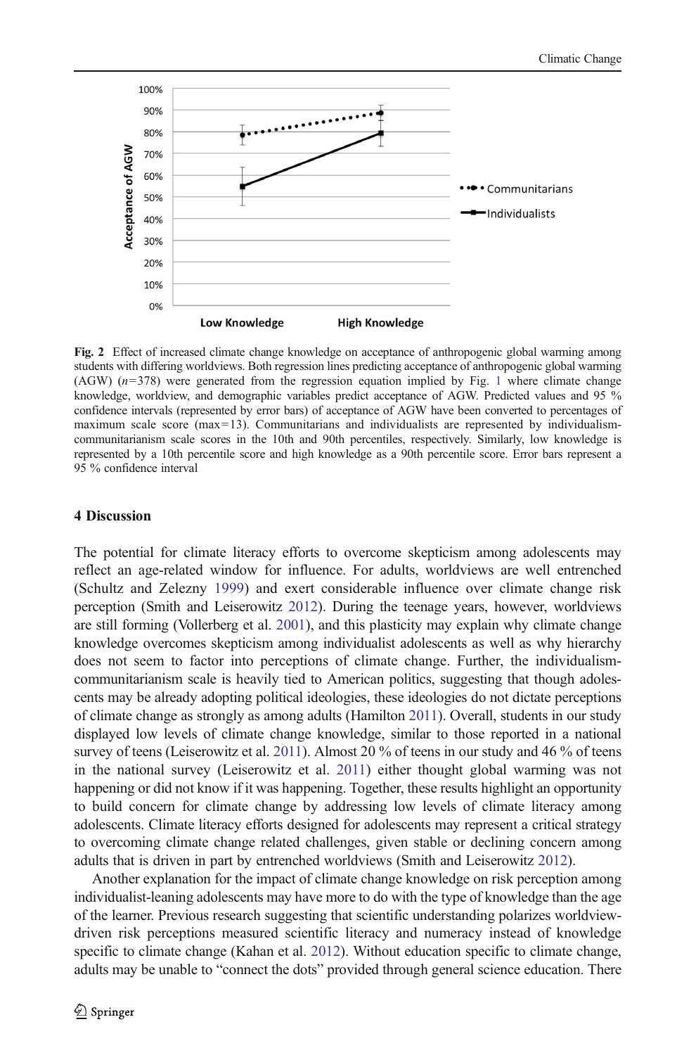**Fig. 2** Effect of increased climate change knowledge on acceptance of anthropogenic global warming among students with differing worldviews. Both regression lines predicting acceptance of anthropogenic global warming (AGW) ($n$=378) were generated from the regression equation implied by Fig. 1 where climate change knowledge, worldview, and demographic variables predict acceptance of AGW. Predicted values and 95 % confidence intervals (represented by error bars) of acceptance of AGW have been converted to percentages of maximum scale score (max=13). Communitarians and individualists are represented by individualism-communitarianism scale scores in the 10th and 90th percentiles, respectively. Similarly, low knowledge is represented by a 10th percentile score and high knowledge as a 90th percentile score. Error bars represent a 95 % confidence interval

## 4 Discussion

The potential for climate literacy efforts to overcome skepticism among adolescents may reflect an age-related window for influence. For adults, worldviews are well entrenched (Schultz and Zelezny 1999) and exert considerable influence over climate change risk perception (Smith and Leiserowitz 2012). During the teenage years, however, worldviews are still forming (Vollerberg et al. 2001), and this plasticity may explain why climate change knowledge overcomes skepticism among individualist adolescents as well as why hierarchy does not seem to factor into perceptions of climate change. Further, the individualism-communitarianism scale is heavily tied to American politics, suggesting that though adolescents may be already adopting political ideologies, these ideologies do not dictate perceptions of climate change as strongly as among adults (Hamilton 2011). Overall, students in our study displayed low levels of climate change knowledge, similar to those reported in a national survey of teens (Leiserowitz et al. 2011). Almost 20 % of teens in our study and 46 % of teens in the national survey (Leiserowitz et al. 2011) either thought global warming was not happening or did not know if it was happening. Together, these results highlight an opportunity to build concern for climate change by addressing low levels of climate literacy among adolescents. Climate literacy efforts designed for adolescents may represent a critical strategy to overcoming climate change related challenges, given stable or declining concern among adults that is driven in part by entrenched worldviews (Smith and Leiserowitz 2012).

Another explanation for the impact of climate change knowledge on risk perception among individualist-leaning adolescents may have more to do with the type of knowledge than the age of the learner. Previous research suggesting that scientific understanding polarizes worldview-driven risk perceptions measured scientific literacy and numeracy instead of knowledge specific to climate change (Kahan et al. 2012). Without education specific to climate change, adults may be unable to "connect the dots" provided through general science education. There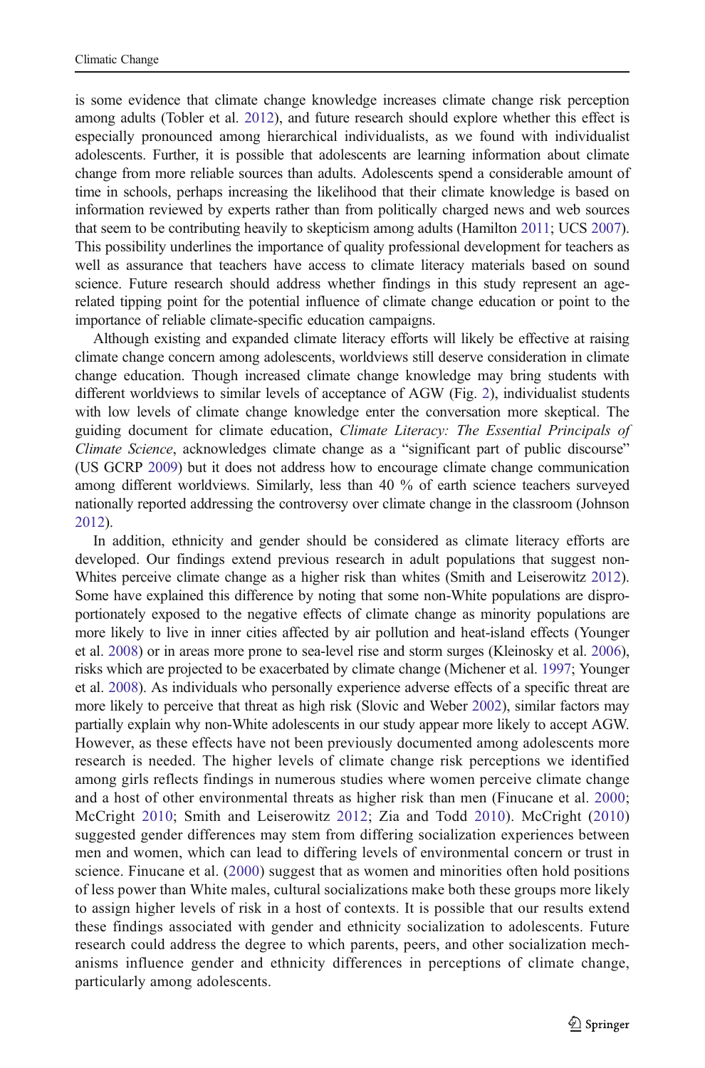is some evidence that climate change knowledge increases climate change risk perception among adults (Tobler et al. 2012), and future research should explore whether this effect is especially pronounced among hierarchical individualists, as we found with individualist adolescents. Further, it is possible that adolescents are learning information about climate change from more reliable sources than adults. Adolescents spend a considerable amount of time in schools, perhaps increasing the likelihood that their climate knowledge is based on information reviewed by experts rather than from politically charged news and web sources that seem to be contributing heavily to skepticism among adults (Hamilton 2011; UCS 2007). This possibility underlines the importance of quality professional development for teachers as well as assurance that teachers have access to climate literacy materials based on sound science. Future research should address whether findings in this study represent an age-related tipping point for the potential influence of climate change education or point to the importance of reliable climate-specific education campaigns.

Although existing and expanded climate literacy efforts will likely be effective at raising climate change concern among adolescents, worldviews still deserve consideration in climate change education. Though increased climate change knowledge may bring students with different worldviews to similar levels of acceptance of AGW (Fig. 2), individualist students with low levels of climate change knowledge enter the conversation more skeptical. The guiding document for climate education, *Climate Literacy: The Essential Principals of Climate Science*, acknowledges climate change as a "significant part of public discourse" (US GCRP 2009) but it does not address how to encourage climate change communication among different worldviews. Similarly, less than 40 % of earth science teachers surveyed nationally reported addressing the controversy over climate change in the classroom (Johnson 2012).

In addition, ethnicity and gender should be considered as climate literacy efforts are developed. Our findings extend previous research in adult populations that suggest non-Whites perceive climate change as a higher risk than whites (Smith and Leiserowitz 2012). Some have explained this difference by noting that some non-White populations are disproportionately exposed to the negative effects of climate change as minority populations are more likely to live in inner cities affected by air pollution and heat-island effects (Younger et al. 2008) or in areas more prone to sea-level rise and storm surges (Kleinosky et al. 2006), risks which are projected to be exacerbated by climate change (Michener et al. 1997; Younger et al. 2008). As individuals who personally experience adverse effects of a specific threat are more likely to perceive that threat as high risk (Slovic and Weber 2002), similar factors may partially explain why non-White adolescents in our study appear more likely to accept AGW. However, as these effects have not been previously documented among adolescents more research is needed. The higher levels of climate change risk perceptions we identified among girls reflects findings in numerous studies where women perceive climate change and a host of other environmental threats as higher risk than men (Finucane et al. 2000; McCright 2010; Smith and Leiserowitz 2012; Zia and Todd 2010). McCright (2010) suggested gender differences may stem from differing socialization experiences between men and women, which can lead to differing levels of environmental concern or trust in science. Finucane et al. (2000) suggest that as women and minorities often hold positions of less power than White males, cultural socializations make both these groups more likely to assign higher levels of risk in a host of contexts. It is possible that our results extend these findings associated with gender and ethnicity socialization to adolescents. Future research could address the degree to which parents, peers, and other socialization mechanisms influence gender and ethnicity differences in perceptions of climate change, particularly among adolescents.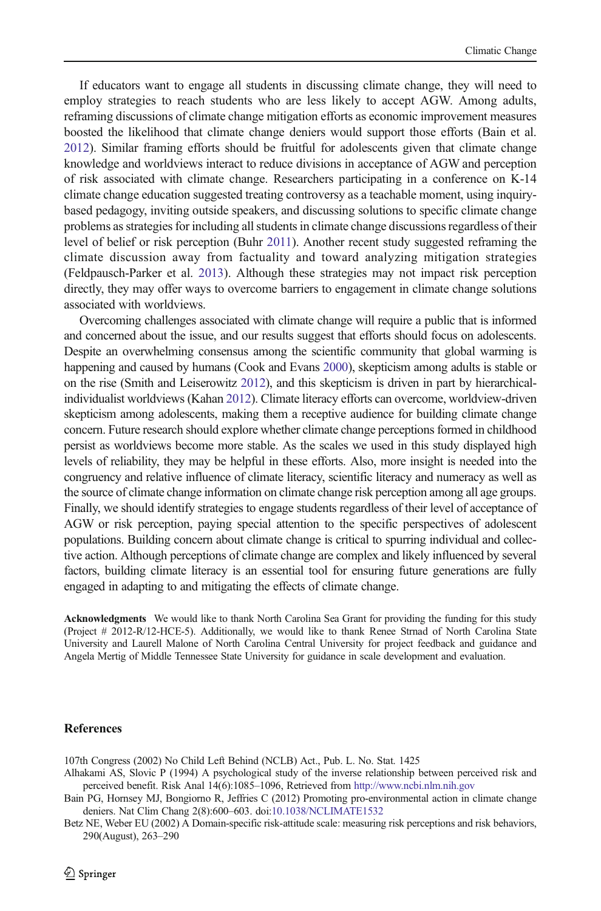If educators want to engage all students in discussing climate change, they will need to employ strategies to reach students who are less likely to accept AGW. Among adults, reframing discussions of climate change mitigation efforts as economic improvement measures boosted the likelihood that climate change deniers would support those efforts (Bain et al. 2012). Similar framing efforts should be fruitful for adolescents given that climate change knowledge and worldviews interact to reduce divisions in acceptance of AGW and perception of risk associated with climate change. Researchers participating in a conference on K-14 climate change education suggested treating controversy as a teachable moment, using inquiry-based pedagogy, inviting outside speakers, and discussing solutions to specific climate change problems as strategies for including all students in climate change discussions regardless of their level of belief or risk perception (Buhr 2011). Another recent study suggested reframing the climate discussion away from factuality and toward analyzing mitigation strategies (Feldpausch-Parker et al. 2013). Although these strategies may not impact risk perception directly, they may offer ways to overcome barriers to engagement in climate change solutions associated with worldviews.

Overcoming challenges associated with climate change will require a public that is informed and concerned about the issue, and our results suggest that efforts should focus on adolescents. Despite an overwhelming consensus among the scientific community that global warming is happening and caused by humans (Cook and Evans 2000), skepticism among adults is stable or on the rise (Smith and Leiserowitz 2012), and this skepticism is driven in part by hierarchical-individualist worldviews (Kahan 2012). Climate literacy efforts can overcome, worldview-driven skepticism among adolescents, making them a receptive audience for building climate change concern. Future research should explore whether climate change perceptions formed in childhood persist as worldviews become more stable. As the scales we used in this study displayed high levels of reliability, they may be helpful in these efforts. Also, more insight is needed into the congruency and relative influence of climate literacy, scientific literacy and numeracy as well as the source of climate change information on climate change risk perception among all age groups. Finally, we should identify strategies to engage students regardless of their level of acceptance of AGW or risk perception, paying special attention to the specific perspectives of adolescent populations. Building concern about climate change is critical to spurring individual and collective action. Although perceptions of climate change are complex and likely influenced by several factors, building climate literacy is an essential tool for ensuring future generations are fully engaged in adapting to and mitigating the effects of climate change.

**Acknowledgments** We would like to thank North Carolina Sea Grant for providing the funding for this study (Project # 2012-R/12-HCE-5). Additionally, we would like to thank Renee Strnad of North Carolina State University and Laurell Malone of North Carolina Central University for project feedback and guidance and Angela Mertig of Middle Tennessee State University for guidance in scale development and evaluation.

## References

107th Congress (2002) No Child Left Behind (NCLB) Act., Pub. L. No. Stat. 1425

Alhakami AS, Slovic P (1994) A psychological study of the inverse relationship between perceived risk and perceived benefit. Risk Anal 14(6):1085–1096, Retrieved from http://www.ncbi.nlm.nih.gov

Bain PG, Hornsey MJ, Bongiorno R, Jeffries C (2012) Promoting pro-environmental action in climate change deniers. Nat Clim Chang 2(8):600–603. doi:10.1038/NCLIMATE1532

Betz NE, Weber EU (2002) A Domain-specific risk-attitude scale: measuring risk perceptions and risk behaviors, 290(August), 263–290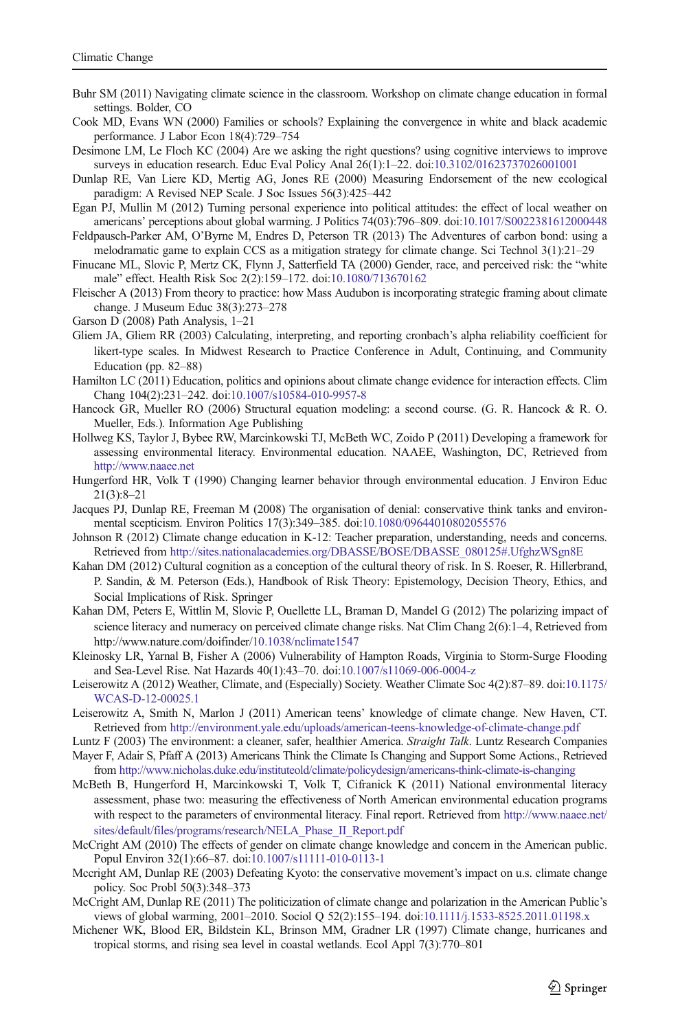Buhr SM (2011) Navigating climate science in the classroom. Workshop on climate change education in formal settings. Bolder, CO

Cook MD, Evans WN (2000) Families or schools? Explaining the convergence in white and black academic performance. J Labor Econ 18(4):729–754

Desimone LM, Le Floch KC (2004) Are we asking the right questions? using cognitive interviews to improve surveys in education research. Educ Eval Policy Anal 26(1):1–22. doi:10.3102/01623737026001001

Dunlap RE, Van Liere KD, Mertig AG, Jones RE (2000) Measuring Endorsement of the new ecological paradigm: A Revised NEP Scale. J Soc Issues 56(3):425–442

Egan PJ, Mullin M (2012) Turning personal experience into political attitudes: the effect of local weather on americans' perceptions about global warming. J Politics 74(03):796–809. doi:10.1017/S0022381612000448

Feldpausch-Parker AM, O'Byrne M, Endres D, Peterson TR (2013) The Adventures of carbon bond: using a melodramatic game to explain CCS as a mitigation strategy for climate change. Sci Technol 3(1):21–29

Finucane ML, Slovic P, Mertz CK, Flynn J, Satterfield TA (2000) Gender, race, and perceived risk: the "white male" effect. Health Risk Soc 2(2):159–172. doi:10.1080/713670162

Fleischer A (2013) From theory to practice: how Mass Audubon is incorporating strategic framing about climate change. J Museum Educ 38(3):273–278

Garson D (2008) Path Analysis, 1–21

Gliem JA, Gliem RR (2003) Calculating, interpreting, and reporting cronbach's alpha reliability coefficient for likert-type scales. In Midwest Research to Practice Conference in Adult, Continuing, and Community Education (pp. 82–88)

Hamilton LC (2011) Education, politics and opinions about climate change evidence for interaction effects. Clim Chang 104(2):231–242. doi:10.1007/s10584-010-9957-8

Hancock GR, Mueller RO (2006) Structural equation modeling: a second course. (G. R. Hancock & R. O. Mueller, Eds.). Information Age Publishing

Hollweg KS, Taylor J, Bybee RW, Marcinkowski TJ, McBeth WC, Zoido P (2011) Developing a framework for assessing environmental literacy. Environmental education. NAAEE, Washington, DC, Retrieved from http://www.naaee.net

Hungerford HR, Volk T (1990) Changing learner behavior through environmental education. J Environ Educ 21(3):8–21

Jacques PJ, Dunlap RE, Freeman M (2008) The organisation of denial: conservative think tanks and environmental scepticism. Environ Politics 17(3):349–385. doi:10.1080/09644010802055576

Johnson R (2012) Climate change education in K-12: Teacher preparation, understanding, needs and concerns. Retrieved from http://sites.nationalacademies.org/DBASSE/BOSE/DBASSE_080125#.UfghzWSgn8E

Kahan DM (2012) Cultural cognition as a conception of the cultural theory of risk. In S. Roeser, R. Hillerbrand, P. Sandin, & M. Peterson (Eds.), Handbook of Risk Theory: Epistemology, Decision Theory, Ethics, and Social Implications of Risk. Springer

Kahan DM, Peters E, Wittlin M, Slovic P, Ouellette LL, Braman D, Mandel G (2012) The polarizing impact of science literacy and numeracy on perceived climate change risks. Nat Clim Chang 2(6):1–4, Retrieved from http://www.nature.com/doifinder/10.1038/nclimate1547

Kleinosky LR, Yarnal B, Fisher A (2006) Vulnerability of Hampton Roads, Virginia to Storm-Surge Flooding and Sea-Level Rise. Nat Hazards 40(1):43–70. doi:10.1007/s11069-006-0004-z

Leiserowitz A (2012) Weather, Climate, and (Especially) Society. Weather Climate Soc 4(2):87–89. doi:10.1175/WCAS-D-12-00025.1

Leiserowitz A, Smith N, Marlon J (2011) American teens' knowledge of climate change. New Haven, CT. Retrieved from http://environment.yale.edu/uploads/american-teens-knowledge-of-climate-change.pdf

Luntz F (2003) The environment: a cleaner, safer, healthier America. *Straight Talk*. Luntz Research Companies

Mayer F, Adair S, Pfaff A (2013) Americans Think the Climate Is Changing and Support Some Actions., Retrieved from http://www.nicholas.duke.edu/institutеold/climate/policydesign/americans-think-climate-is-changing

McBeth B, Hungerford H, Marcinkowski T, Volk T, Cifranick K (2011) National environmental literacy assessment, phase two: measuring the effectiveness of North American environmental education programs with respect to the parameters of environmental literacy. Final report. Retrieved from http://www.naaee.net/sites/default/files/programs/research/NELA_Phase_II_Report.pdf

McCright AM (2010) The effects of gender on climate change knowledge and concern in the American public. Popul Environ 32(1):66–87. doi:10.1007/s11111-010-0113-1

Mccright AM, Dunlap RE (2003) Defeating Kyoto: the conservative movement's impact on u.s. climate change policy. Soc Probl 50(3):348–373

McCright AM, Dunlap RE (2011) The politicization of climate change and polarization in the American Public's views of global warming, 2001–2010. Sociol Q 52(2):155–194. doi:10.1111/j.1533-8525.2011.01198.x

Michener WK, Blood ER, Bildstein KL, Brinson MM, Gradner LR (1997) Climate change, hurricanes and tropical storms, and rising sea level in coastal wetlands. Ecol Appl 7(3):770–801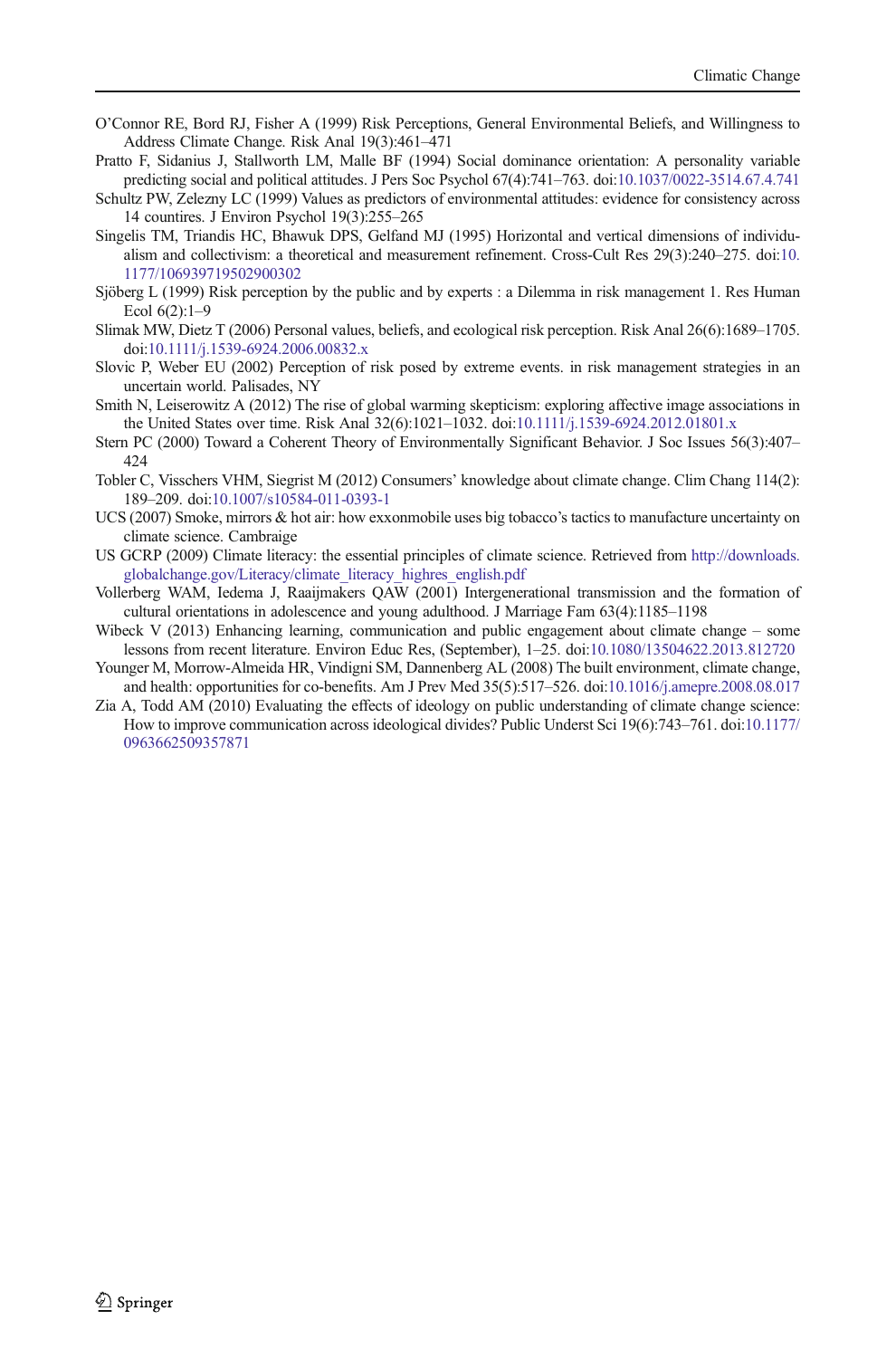O'Connor RE, Bord RJ, Fisher A (1999) Risk Perceptions, General Environmental Beliefs, and Willingness to Address Climate Change. Risk Anal 19(3):461–471

Pratto F, Sidanius J, Stallworth LM, Malle BF (1994) Social dominance orientation: A personality variable predicting social and political attitudes. J Pers Soc Psychol 67(4):741–763. doi:10.1037/0022-3514.67.4.741

Schultz PW, Zelezny LC (1999) Values as predictors of environmental attitudes: evidence for consistency across 14 countires. J Environ Psychol 19(3):255–265

Singelis TM, Triandis HC, Bhawuk DPS, Gelfand MJ (1995) Horizontal and vertical dimensions of individualism and collectivism: a theoretical and measurement refinement. Cross-Cult Res 29(3):240–275. doi:10.1177/106939719502900302

Sjöberg L (1999) Risk perception by the public and by experts : a Dilemma in risk management 1. Res Human Ecol 6(2):1–9

Slimak MW, Dietz T (2006) Personal values, beliefs, and ecological risk perception. Risk Anal 26(6):1689–1705. doi:10.1111/j.1539-6924.2006.00832.x

Slovic P, Weber EU (2002) Perception of risk posed by extreme events. in risk management strategies in an uncertain world. Palisades, NY

Smith N, Leiserowitz A (2012) The rise of global warming skepticism: exploring affective image associations in the United States over time. Risk Anal 32(6):1021–1032. doi:10.1111/j.1539-6924.2012.01801.x

Stern PC (2000) Toward a Coherent Theory of Environmentally Significant Behavior. J Soc Issues 56(3):407–424

Tobler C, Visschers VHM, Siegrist M (2012) Consumers' knowledge about climate change. Clim Chang 114(2):189–209. doi:10.1007/s10584-011-0393-1

UCS (2007) Smoke, mirrors & hot air: how exxonmobile uses big tobacco's tactics to manufacture uncertainty on climate science. Cambraige

US GCRP (2009) Climate literacy: the essential principles of climate science. Retrieved from http://downloads.globalchange.gov/Literacy/climate_literacy_highres_english.pdf

Vollerberg WAM, Iedema J, Raaijmakers QAW (2001) Intergenerational transmission and the formation of cultural orientations in adolescence and young adulthood. J Marriage Fam 63(4):1185–1198

Wibeck V (2013) Enhancing learning, communication and public engagement about climate change – some lessons from recent literature. Environ Educ Res, (September), 1–25. doi:10.1080/13504622.2013.812720

Younger M, Morrow-Almeida HR, Vindigni SM, Dannenberg AL (2008) The built environment, climate change, and health: opportunities for co-benefits. Am J Prev Med 35(5):517–526. doi:10.1016/j.amepre.2008.08.017

Zia A, Todd AM (2010) Evaluating the effects of ideology on public understanding of climate change science: How to improve communication across ideological divides? Public Underst Sci 19(6):743–761. doi:10.1177/0963662509357871